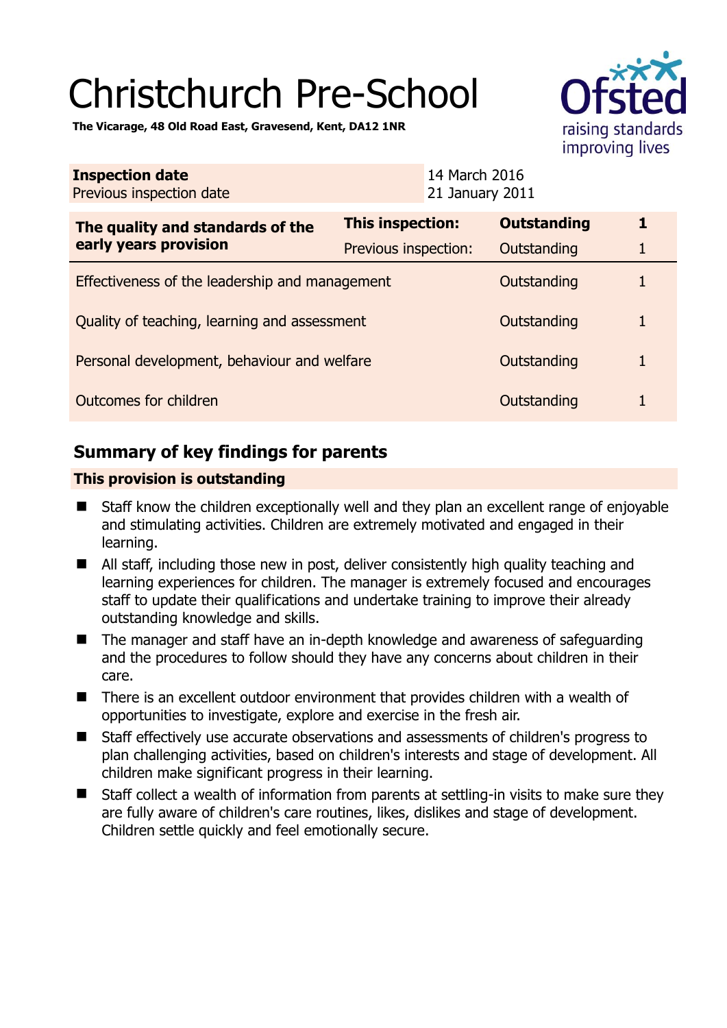# Christchurch Pre-School

**The Vicarage, 48 Old Road East, Gravesend, Kent, DA12 1NR**

| | |
|---|---|
| **Inspection date** | 14 March 2016 |
| Previous inspection date | 21 January 2011 |

| | | | |
|---|---|---|---|
| **The quality and standards of the early years provision** | **This inspection:** | **Outstanding** | **1** |
| | Previous inspection: | Outstanding | 1 |
| Effectiveness of the leadership and management | | Outstanding | 1 |
| Quality of teaching, learning and assessment | | Outstanding | 1 |
| Personal development, behaviour and welfare | | Outstanding | 1 |
| Outcomes for children | | Outstanding | 1 |

## Summary of key findings for parents

**This provision is outstanding**

- Staff know the children exceptionally well and they plan an excellent range of enjoyable and stimulating activities. Children are extremely motivated and engaged in their learning.
- All staff, including those new in post, deliver consistently high quality teaching and learning experiences for children. The manager is extremely focused and encourages staff to update their qualifications and undertake training to improve their already outstanding knowledge and skills.
- The manager and staff have an in-depth knowledge and awareness of safeguarding and the procedures to follow should they have any concerns about children in their care.
- There is an excellent outdoor environment that provides children with a wealth of opportunities to investigate, explore and exercise in the fresh air.
- Staff effectively use accurate observations and assessments of children's progress to plan challenging activities, based on children's interests and stage of development. All children make significant progress in their learning.
- Staff collect a wealth of information from parents at settling-in visits to make sure they are fully aware of children's care routines, likes, dislikes and stage of development. Children settle quickly and feel emotionally secure.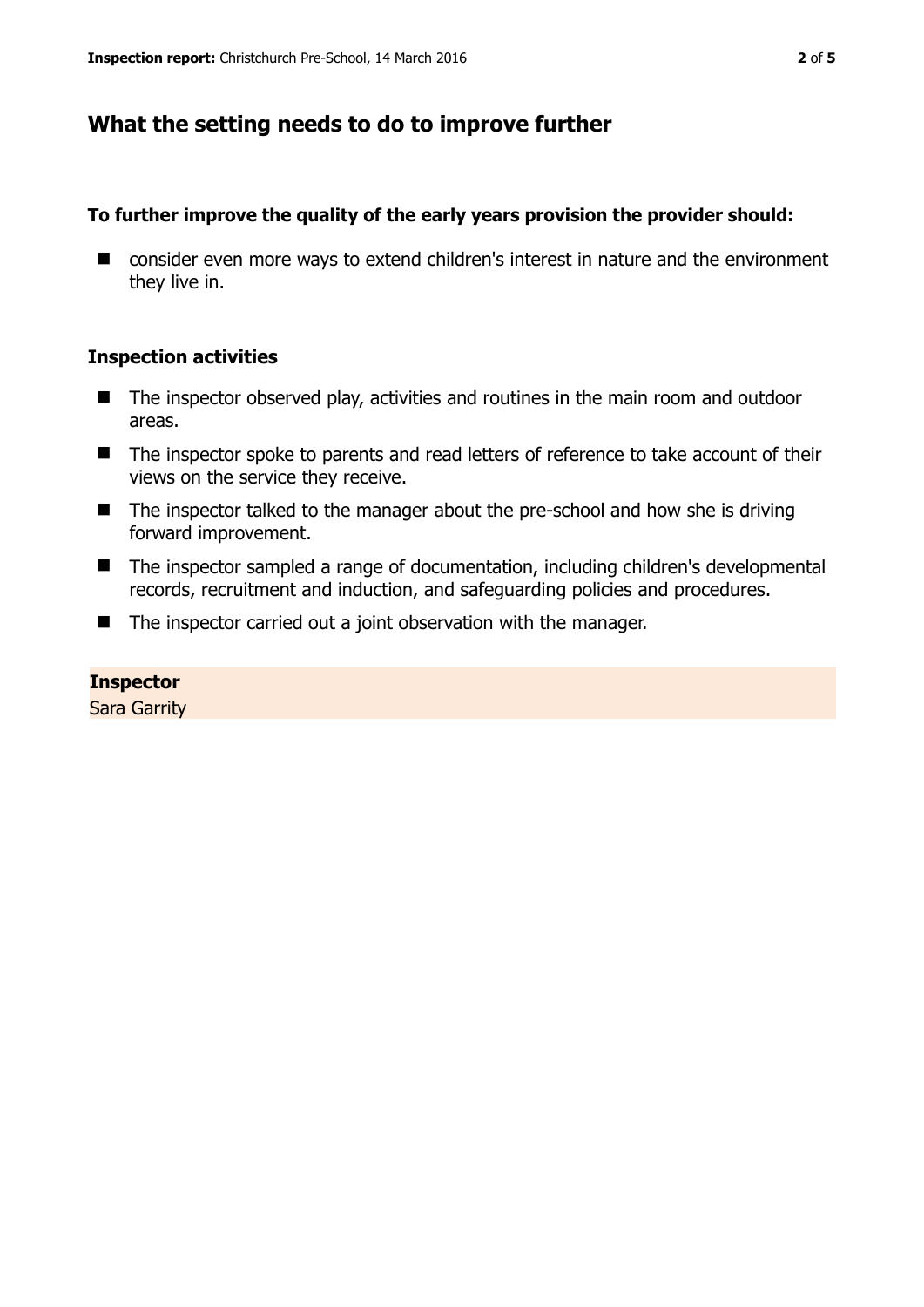## What the setting needs to do to improve further

**To further improve the quality of the early years provision the provider should:**

- consider even more ways to extend children's interest in nature and the environment they live in.

### Inspection activities

- The inspector observed play, activities and routines in the main room and outdoor areas.
- The inspector spoke to parents and read letters of reference to take account of their views on the service they receive.
- The inspector talked to the manager about the pre-school and how she is driving forward improvement.
- The inspector sampled a range of documentation, including children's developmental records, recruitment and induction, and safeguarding policies and procedures.
- The inspector carried out a joint observation with the manager.

**Inspector**
Sara Garrity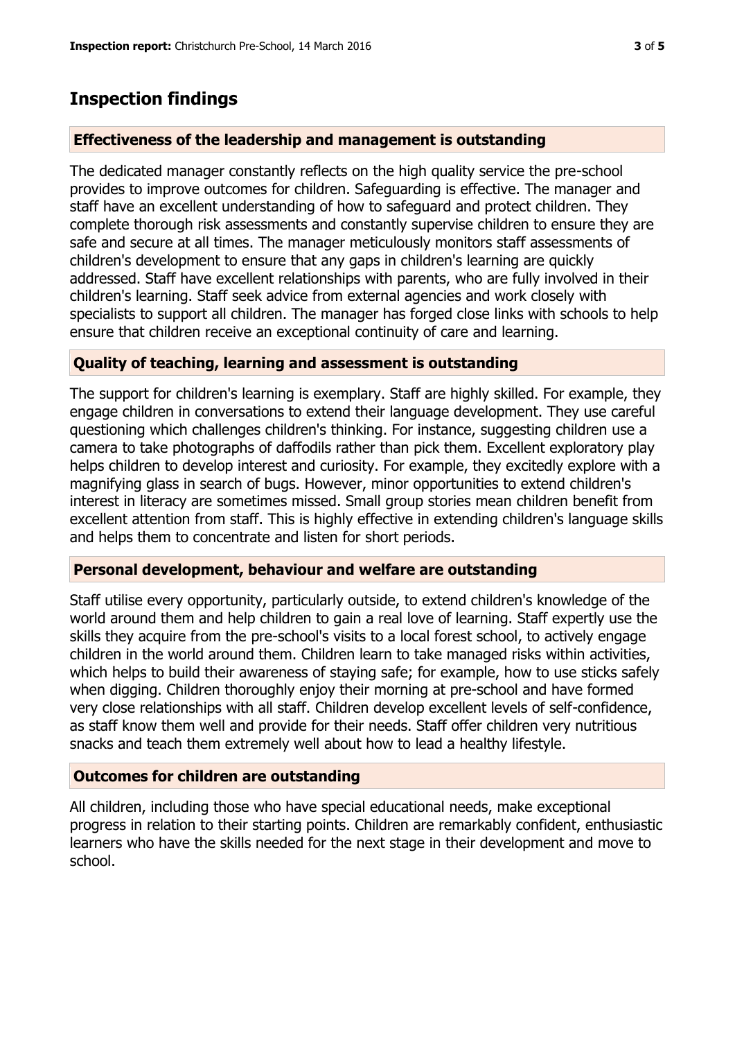## Inspection findings

### Effectiveness of the leadership and management is outstanding

The dedicated manager constantly reflects on the high quality service the pre-school provides to improve outcomes for children. Safeguarding is effective. The manager and staff have an excellent understanding of how to safeguard and protect children. They complete thorough risk assessments and constantly supervise children to ensure they are safe and secure at all times. The manager meticulously monitors staff assessments of children's development to ensure that any gaps in children's learning are quickly addressed. Staff have excellent relationships with parents, who are fully involved in their children's learning. Staff seek advice from external agencies and work closely with specialists to support all children. The manager has forged close links with schools to help ensure that children receive an exceptional continuity of care and learning.

### Quality of teaching, learning and assessment is outstanding

The support for children's learning is exemplary. Staff are highly skilled. For example, they engage children in conversations to extend their language development. They use careful questioning which challenges children's thinking. For instance, suggesting children use a camera to take photographs of daffodils rather than pick them. Excellent exploratory play helps children to develop interest and curiosity. For example, they excitedly explore with a magnifying glass in search of bugs. However, minor opportunities to extend children's interest in literacy are sometimes missed. Small group stories mean children benefit from excellent attention from staff. This is highly effective in extending children's language skills and helps them to concentrate and listen for short periods.

### Personal development, behaviour and welfare are outstanding

Staff utilise every opportunity, particularly outside, to extend children's knowledge of the world around them and help children to gain a real love of learning. Staff expertly use the skills they acquire from the pre-school's visits to a local forest school, to actively engage children in the world around them. Children learn to take managed risks within activities, which helps to build their awareness of staying safe; for example, how to use sticks safely when digging. Children thoroughly enjoy their morning at pre-school and have formed very close relationships with all staff. Children develop excellent levels of self-confidence, as staff know them well and provide for their needs. Staff offer children very nutritious snacks and teach them extremely well about how to lead a healthy lifestyle.

### Outcomes for children are outstanding

All children, including those who have special educational needs, make exceptional progress in relation to their starting points. Children are remarkably confident, enthusiastic learners who have the skills needed for the next stage in their development and move to school.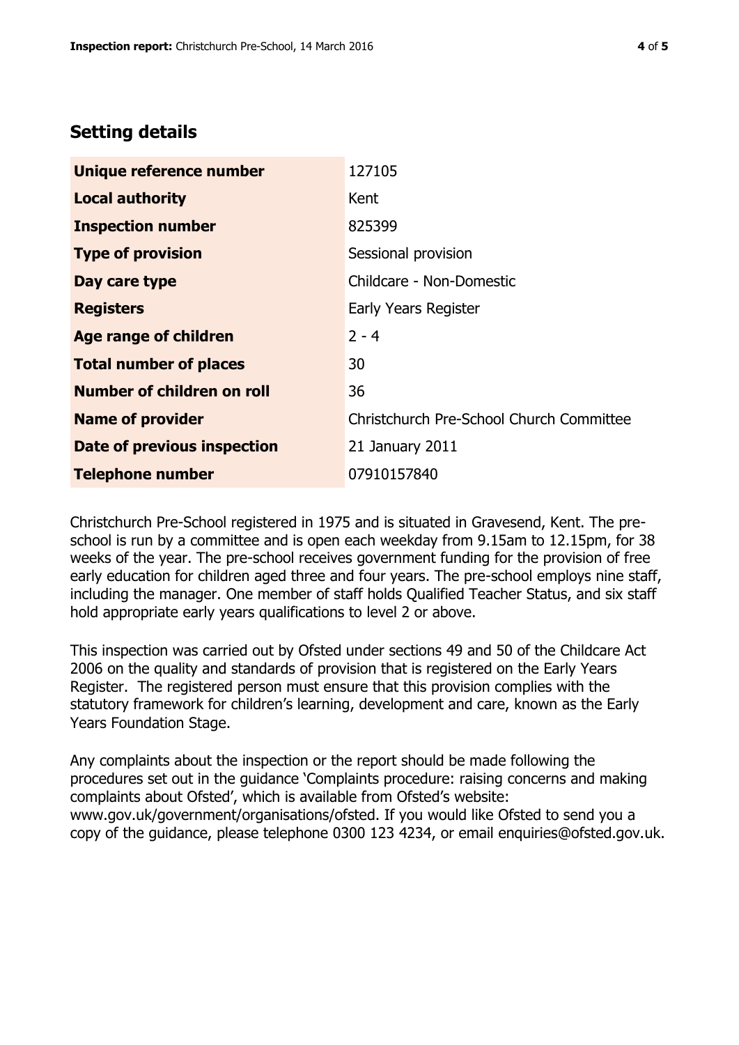## Setting details

| | |
|---|---|
| **Unique reference number** | 127105 |
| **Local authority** | Kent |
| **Inspection number** | 825399 |
| **Type of provision** | Sessional provision |
| **Day care type** | Childcare - Non-Domestic |
| **Registers** | Early Years Register |
| **Age range of children** | 2 - 4 |
| **Total number of places** | 30 |
| **Number of children on roll** | 36 |
| **Name of provider** | Christchurch Pre-School Church Committee |
| **Date of previous inspection** | 21 January 2011 |
| **Telephone number** | 07910157840 |

Christchurch Pre-School registered in 1975 and is situated in Gravesend, Kent. The pre-school is run by a committee and is open each weekday from 9.15am to 12.15pm, for 38 weeks of the year. The pre-school receives government funding for the provision of free early education for children aged three and four years. The pre-school employs nine staff, including the manager. One member of staff holds Qualified Teacher Status, and six staff hold appropriate early years qualifications to level 2 or above.

This inspection was carried out by Ofsted under sections 49 and 50 of the Childcare Act 2006 on the quality and standards of provision that is registered on the Early Years Register. The registered person must ensure that this provision complies with the statutory framework for children's learning, development and care, known as the Early Years Foundation Stage.

Any complaints about the inspection or the report should be made following the procedures set out in the guidance 'Complaints procedure: raising concerns and making complaints about Ofsted', which is available from Ofsted's website: www.gov.uk/government/organisations/ofsted. If you would like Ofsted to send you a copy of the guidance, please telephone 0300 123 4234, or email enquiries@ofsted.gov.uk.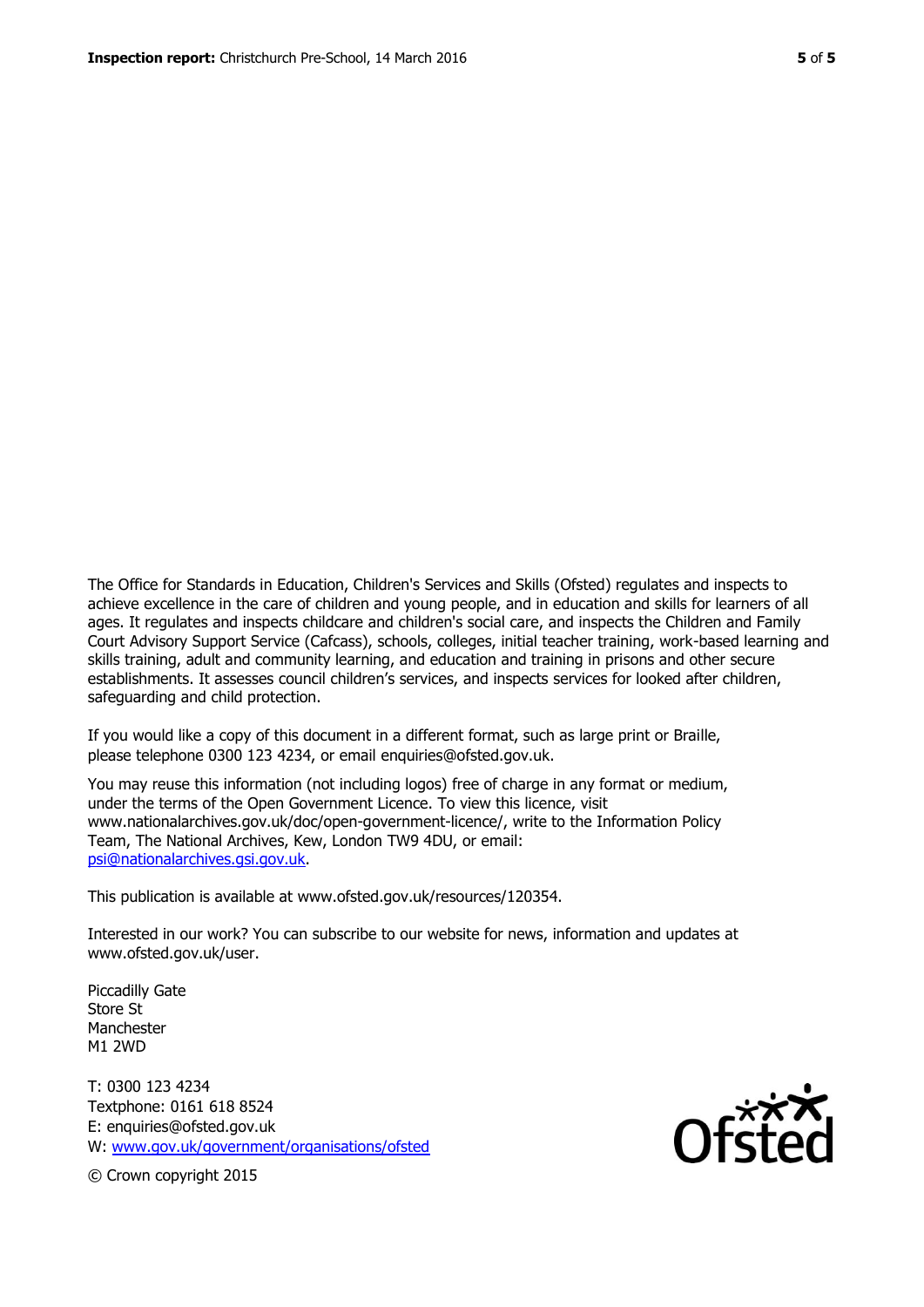The Office for Standards in Education, Children's Services and Skills (Ofsted) regulates and inspects to achieve excellence in the care of children and young people, and in education and skills for learners of all ages. It regulates and inspects childcare and children's social care, and inspects the Children and Family Court Advisory Support Service (Cafcass), schools, colleges, initial teacher training, work-based learning and skills training, adult and community learning, and education and training in prisons and other secure establishments. It assesses council children's services, and inspects services for looked after children, safeguarding and child protection.

If you would like a copy of this document in a different format, such as large print or Braille, please telephone 0300 123 4234, or email enquiries@ofsted.gov.uk.

You may reuse this information (not including logos) free of charge in any format or medium, under the terms of the Open Government Licence. To view this licence, visit www.nationalarchives.gov.uk/doc/open-government-licence/, write to the Information Policy Team, The National Archives, Kew, London TW9 4DU, or email: psi@nationalarchives.gsi.gov.uk.

This publication is available at www.ofsted.gov.uk/resources/120354.

Interested in our work? You can subscribe to our website for news, information and updates at www.ofsted.gov.uk/user.

Piccadilly Gate
Store St
Manchester
M1 2WD

T: 0300 123 4234
Textphone: 0161 618 8524
E: enquiries@ofsted.gov.uk
W: www.gov.uk/government/organisations/ofsted

© Crown copyright 2015